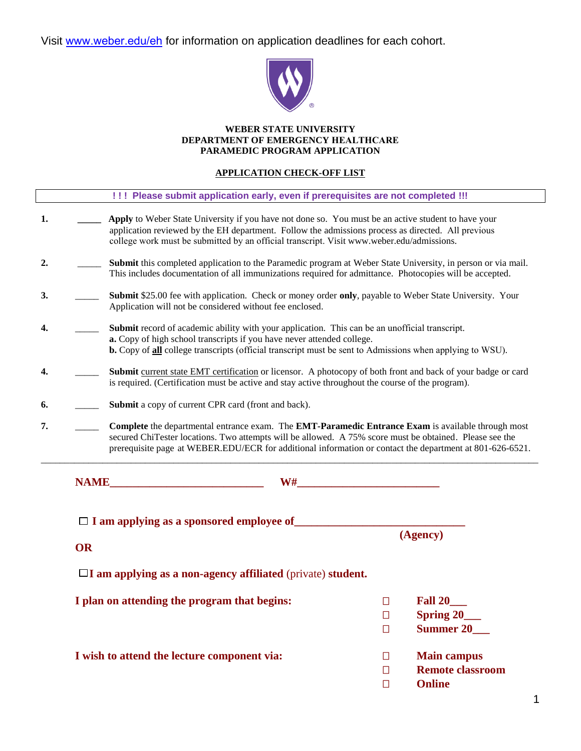Visit www.weber.edu/eh for information on application deadlines for each cohort.

**WEBER STATE UNIVERSITY**
**DEPARTMENT OF EMERGENCY HEALTHCARE**
**PARAMEDIC PROGRAM APPLICATION**

**APPLICATION CHECK-OFF LIST**

**! ! ! Please submit application early, even if prerequisites are not completed !!!**

1. _____ **Apply** to Weber State University if you have not done so. You must be an active student to have your application reviewed by the EH department. Follow the admissions process as directed. All previous college work must be submitted by an official transcript. Visit www.weber.edu/admissions.

2. _____ **Submit** this completed application to the Paramedic program at Weber State University, in person or via mail. This includes documentation of all immunizations required for admittance. Photocopies will be accepted.

3. _____ **Submit** $25.00 fee with application. Check or money order **only**, payable to Weber State University. Your Application will not be considered without fee enclosed.

4. _____ **Submit** record of academic ability with your application. This can be an unofficial transcript.
   **a.** Copy of high school transcripts if you have never attended college.
   **b.** Copy of **all** college transcripts (official transcript must be sent to Admissions when applying to WSU).

4. _____ **Submit** current state EMT certification or licensor. A photocopy of both front and back of your badge or card is required. (Certification must be active and stay active throughout the course of the program).

6. _____ **Submit** a copy of current CPR card (front and back).

7. _____ **Complete** the departmental entrance exam. The **EMT-Paramedic Entrance Exam** is available through most secured ChiTester locations. Two attempts will be allowed. A 75% score must be obtained. Please see the prerequisite page at WEBER.EDU/ECR for additional information or contact the department at 801-626-6521.

---

**NAME____________________________ W#_________________________**

☐ **I am applying as a sponsored employee of______________________________**
**(Agency)**

**OR**

☐ **I am applying as a non-agency affiliated** (private) **student.**

**I plan on attending the program that begins:**
- ☐ **Fall 20___**
- ☐ **Spring 20___**
- ☐ **Summer 20___**

**I wish to attend the lecture component via:**
- ☐ **Main campus**
- ☐ **Remote classroom**
- ☐ **Online**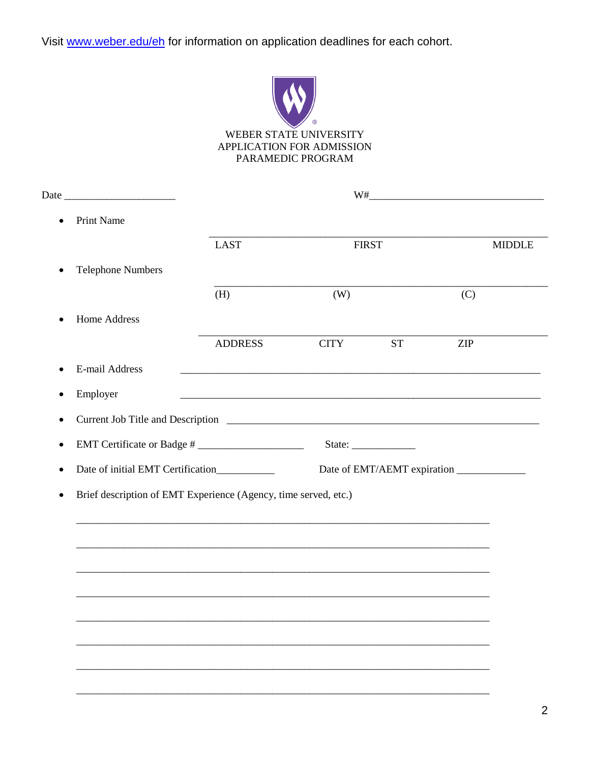Visit www.weber.edu/eh for information on application deadlines for each cohort.

WEBER STATE UNIVERSITY
APPLICATION FOR ADMISSION
PARAMEDIC PROGRAM

Date ____________________ W#________________________________

- Print Name

  ______________________________________________________________
  LAST FIRST MIDDLE

- Telephone Numbers

  ______________________________________________________________
  (H) (W) (C)

- Home Address

  ______________________________________________________________
  ADDRESS CITY ST ZIP

- E-mail Address ______________________________________________________________
- Employer ______________________________________________________________
- Current Job Title and Description ________________________________________________________
- EMT Certificate or Badge # ___________________ State: ___________
- Date of initial EMT Certification__________ Date of EMT/AEMT expiration ____________
- Brief description of EMT Experience (Agency, time served, etc.)

  __________________________________________________________________________

  __________________________________________________________________________

  __________________________________________________________________________

  __________________________________________________________________________

  __________________________________________________________________________

  __________________________________________________________________________

  __________________________________________________________________________

  __________________________________________________________________________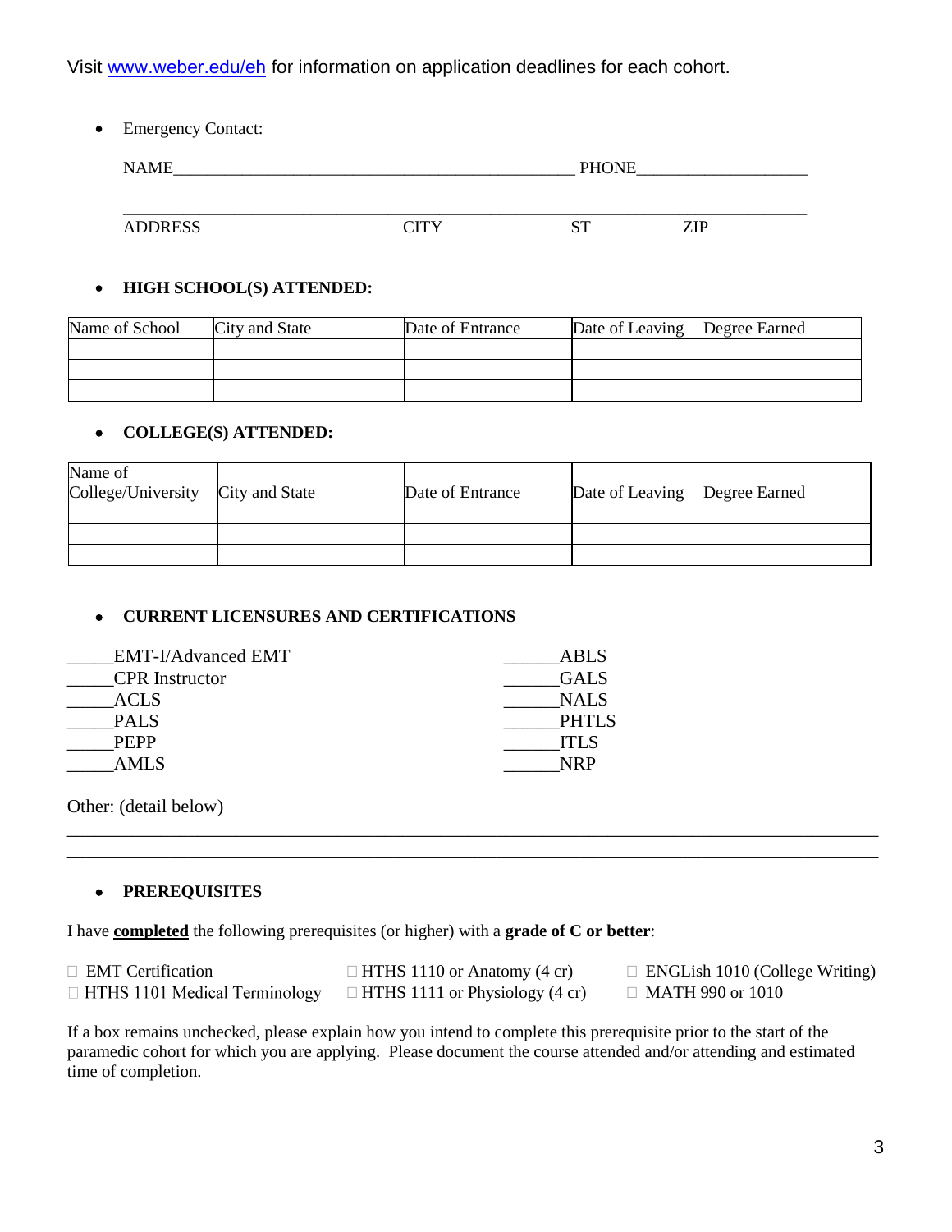Visit www.weber.edu/eh for information on application deadlines for each cohort.

- Emergency Contact:

NAME_______________________________________________ PHONE___________________

_______________________________________________________________________________
ADDRESS CITY ST ZIP

- **HIGH SCHOOL(S) ATTENDED:**

| Name of School | City and State | Date of Entrance | Date of Leaving | Degree Earned |
|---|---|---|---|---|
| | | | | |
| | | | | |
| | | | | |

- **COLLEGE(S) ATTENDED:**

| Name of College/University | City and State | Date of Entrance | Date of Leaving | Degree Earned |
|---|---|---|---|---|
| | | | | |
| | | | | |
| | | | | |

- **CURRENT LICENSURES AND CERTIFICATIONS**

_____EMT-I/Advanced EMT
_____CPR Instructor
_____ACLS
_____PALS
_____PEPP
_____AMLS

______ABLS
______GALS
______NALS
______PHTLS
______ITLS
______NRP

Other: (detail below)

_______________________________________________________________________________
_______________________________________________________________________________

- **PREREQUISITES**

I have **completed** the following prerequisites (or higher) with a **grade of C or better**:

☐ EMT Certification
☐ HTHS 1101 Medical Terminology
☐ HTHS 1110 or Anatomy (4 cr)
☐ HTHS 1111 or Physiology (4 cr)
☐ ENGLish 1010 (College Writing)
☐ MATH 990 or 1010

If a box remains unchecked, please explain how you intend to complete this prerequisite prior to the start of the paramedic cohort for which you are applying. Please document the course attended and/or attending and estimated time of completion.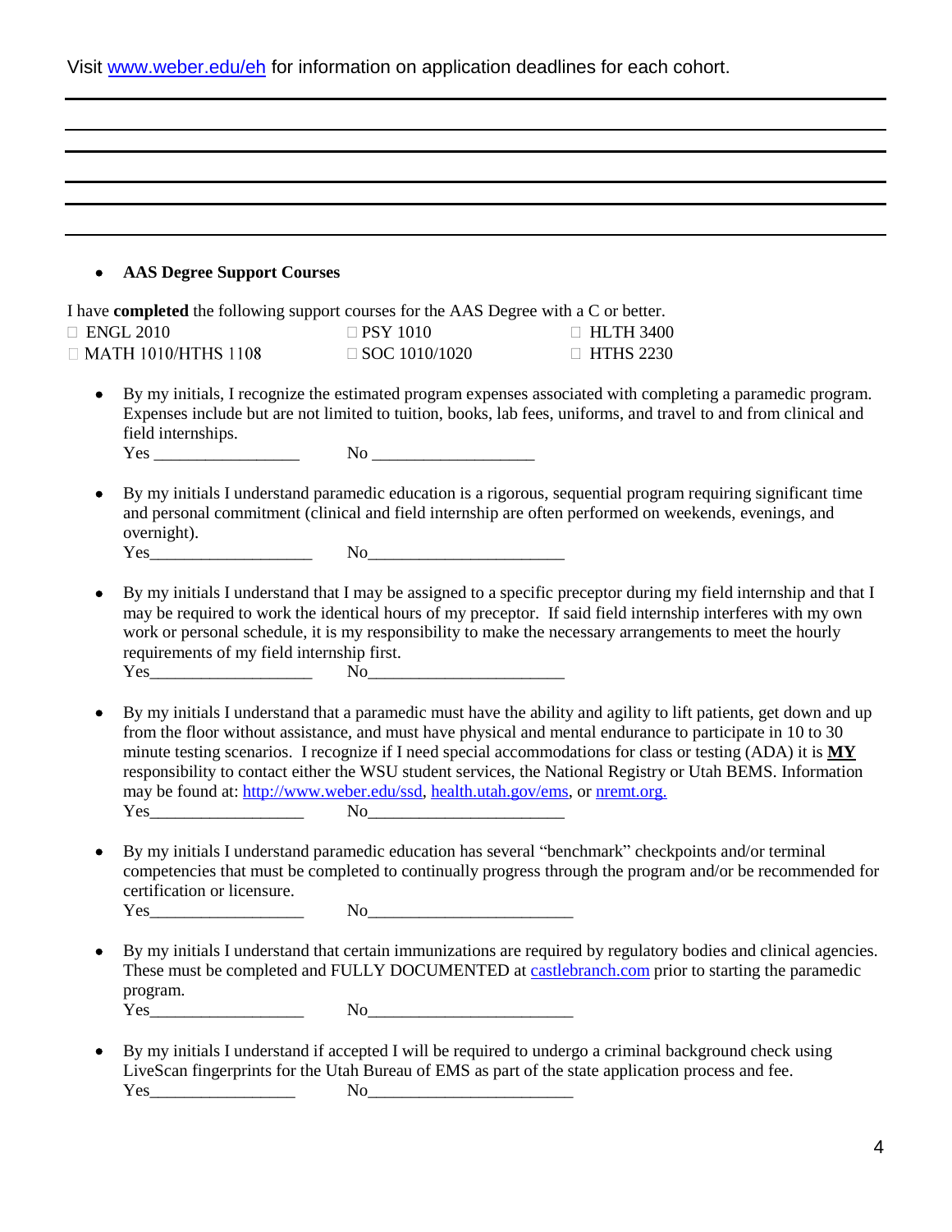Visit www.weber.edu/eh for information on application deadlines for each cohort.

- **AAS Degree Support Courses**

I have **completed** the following support courses for the AAS Degree with a C or better.

| | | |
|---|---|---|
| ☐ ENGL 2010 | ☐ PSY 1010 | ☐ HLTH 3400 |
| ☐ MATH 1010/HTHS 1108 | ☐ SOC 1010/1020 | ☐ HTHS 2230 |

- By my initials, I recognize the estimated program expenses associated with completing a paramedic program. Expenses include but are not limited to tuition, books, lab fees, uniforms, and travel to and from clinical and field internships.
  Yes _________________ No ___________________

- By my initials I understand paramedic education is a rigorous, sequential program requiring significant time and personal commitment (clinical and field internship are often performed on weekends, evenings, and overnight).
  Yes___________________ No_______________________

- By my initials I understand that I may be assigned to a specific preceptor during my field internship and that I may be required to work the identical hours of my preceptor. If said field internship interferes with my own work or personal schedule, it is my responsibility to make the necessary arrangements to meet the hourly requirements of my field internship first.
  Yes___________________ No_______________________

- By my initials I understand that a paramedic must have the ability and agility to lift patients, get down and up from the floor without assistance, and must have physical and mental endurance to participate in 10 to 30 minute testing scenarios. I recognize if I need special accommodations for class or testing (ADA) it is **MY** responsibility to contact either the WSU student services, the National Registry or Utah BEMS. Information may be found at: http://www.weber.edu/ssd, health.utah.gov/ems, or nremt.org.
  Yes__________________ No_______________________

- By my initials I understand paramedic education has several "benchmark" checkpoints and/or terminal competencies that must be completed to continually progress through the program and/or be recommended for certification or licensure.
  Yes__________________ No________________________

- By my initials I understand that certain immunizations are required by regulatory bodies and clinical agencies. These must be completed and FULLY DOCUMENTED at castlebranch.com prior to starting the paramedic program.
  Yes__________________ No________________________

- By my initials I understand if accepted I will be required to undergo a criminal background check using LiveScan fingerprints for the Utah Bureau of EMS as part of the state application process and fee.
  Yes_________________ No________________________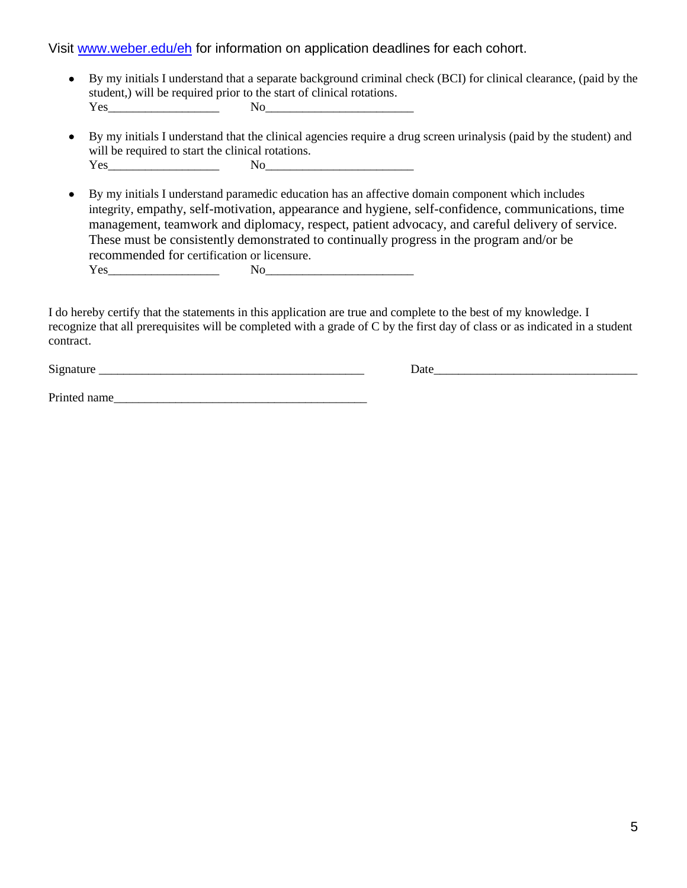Visit [www.weber.edu/eh](http://www.weber.edu/eh) for information on application deadlines for each cohort.

- By my initials I understand that a separate background criminal check (BCI) for clinical clearance, (paid by the student,) will be required prior to the start of clinical rotations.
  Yes__________________ No________________________

- By my initials I understand that the clinical agencies require a drug screen urinalysis (paid by the student) and will be required to start the clinical rotations.
  Yes__________________ No________________________

- By my initials I understand paramedic education has an affective domain component which includes integrity, empathy, self-motivation, appearance and hygiene, self-confidence, communications, time management, teamwork and diplomacy, respect, patient advocacy, and careful delivery of service. These must be consistently demonstrated to continually progress in the program and/or be recommended for certification or licensure.
  Yes__________________ No________________________

I do hereby certify that the statements in this application are true and complete to the best of my knowledge. I recognize that all prerequisites will be completed with a grade of C by the first day of class or as indicated in a student contract.

Signature ____________________________________________ Date_________________________________

Printed name__________________________________________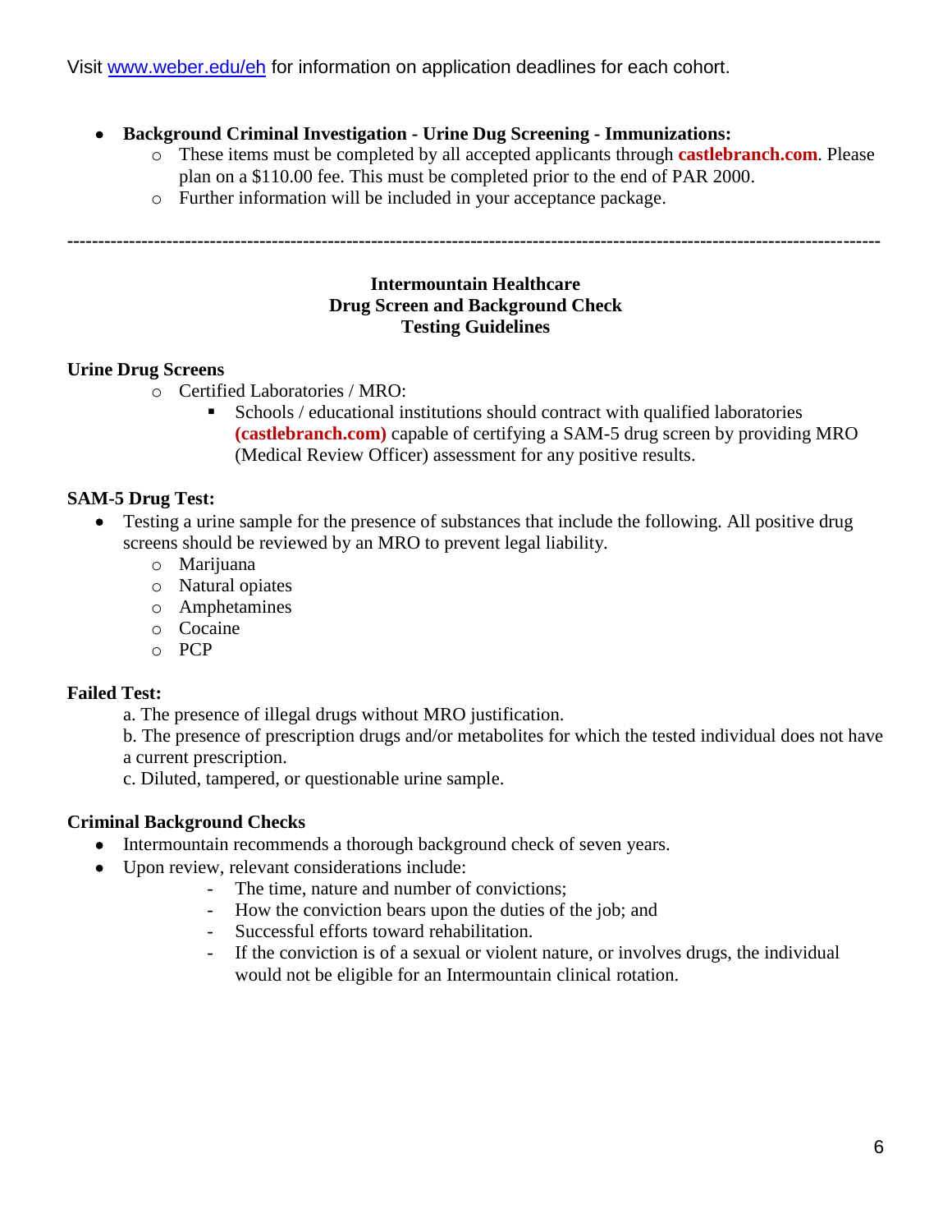Visit [www.weber.edu/eh](http://www.weber.edu/eh) for information on application deadlines for each cohort.

- **Background Criminal Investigation - Urine Dug Screening - Immunizations:**
  - These items must be completed by all accepted applicants through **castlebranch.com**. Please plan on a $110.00 fee. This must be completed prior to the end of PAR 2000.
  - Further information will be included in your acceptance package.

---

**Intermountain Healthcare**
**Drug Screen and Background Check**
**Testing Guidelines**

**Urine Drug Screens**

- Certified Laboratories / MRO:
  - Schools / educational institutions should contract with qualified laboratories **(castlebranch.com)** capable of certifying a SAM-5 drug screen by providing MRO (Medical Review Officer) assessment for any positive results.

**SAM-5 Drug Test:**

- Testing a urine sample for the presence of substances that include the following. All positive drug screens should be reviewed by an MRO to prevent legal liability.
  - Marijuana
  - Natural opiates
  - Amphetamines
  - Cocaine
  - PCP

**Failed Test:**

a. The presence of illegal drugs without MRO justification.
b. The presence of prescription drugs and/or metabolites for which the tested individual does not have a current prescription.
c. Diluted, tampered, or questionable urine sample.

**Criminal Background Checks**

- Intermountain recommends a thorough background check of seven years.
- Upon review, relevant considerations include:
  - The time, nature and number of convictions;
  - How the conviction bears upon the duties of the job; and
  - Successful efforts toward rehabilitation.
  - If the conviction is of a sexual or violent nature, or involves drugs, the individual would not be eligible for an Intermountain clinical rotation.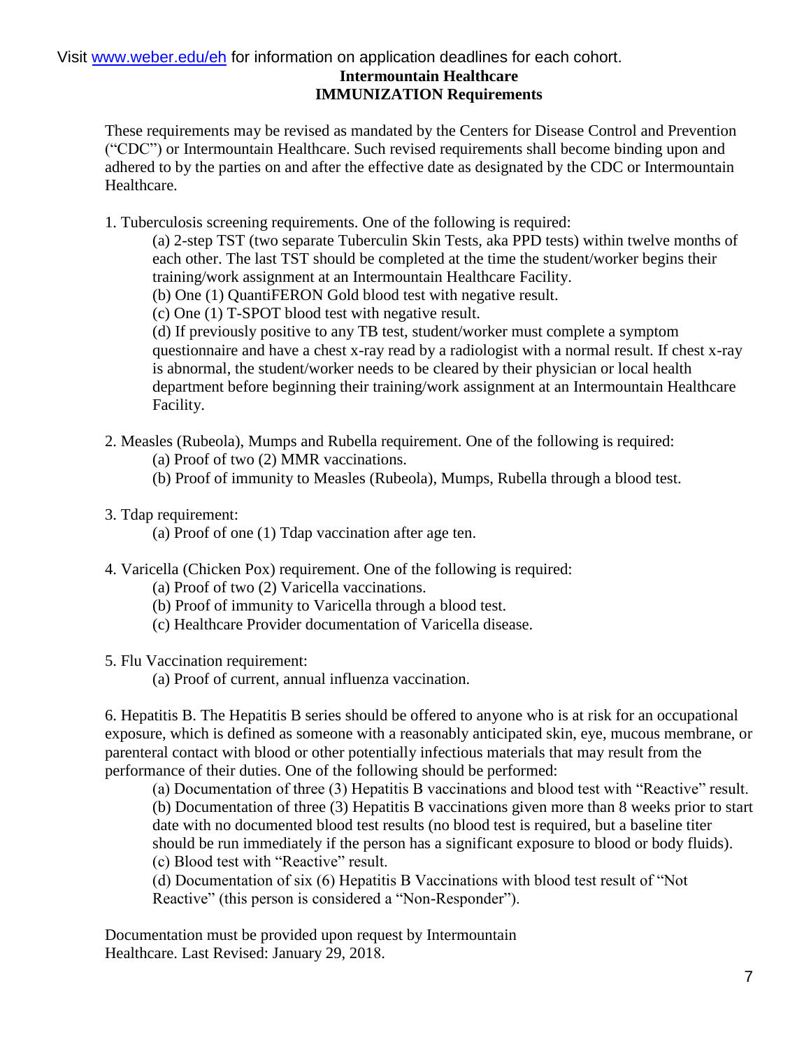Visit www.weber.edu/eh for information on application deadlines for each cohort.

**Intermountain Healthcare**
**IMMUNIZATION Requirements**

These requirements may be revised as mandated by the Centers for Disease Control and Prevention ("CDC") or Intermountain Healthcare. Such revised requirements shall become binding upon and adhered to by the parties on and after the effective date as designated by the CDC or Intermountain Healthcare.

1. Tuberculosis screening requirements. One of the following is required:
   - (a) 2-step TST (two separate Tuberculin Skin Tests, aka PPD tests) within twelve months of each other. The last TST should be completed at the time the student/worker begins their training/work assignment at an Intermountain Healthcare Facility.
   - (b) One (1) QuantiFERON Gold blood test with negative result.
   - (c) One (1) T-SPOT blood test with negative result.
   - (d) If previously positive to any TB test, student/worker must complete a symptom questionnaire and have a chest x-ray read by a radiologist with a normal result. If chest x-ray is abnormal, the student/worker needs to be cleared by their physician or local health department before beginning their training/work assignment at an Intermountain Healthcare Facility.

2. Measles (Rubeola), Mumps and Rubella requirement. One of the following is required:
   - (a) Proof of two (2) MMR vaccinations.
   - (b) Proof of immunity to Measles (Rubeola), Mumps, Rubella through a blood test.

3. Tdap requirement:
   - (a) Proof of one (1) Tdap vaccination after age ten.

4. Varicella (Chicken Pox) requirement. One of the following is required:
   - (a) Proof of two (2) Varicella vaccinations.
   - (b) Proof of immunity to Varicella through a blood test.
   - (c) Healthcare Provider documentation of Varicella disease.

5. Flu Vaccination requirement:
   - (a) Proof of current, annual influenza vaccination.

6. Hepatitis B. The Hepatitis B series should be offered to anyone who is at risk for an occupational exposure, which is defined as someone with a reasonably anticipated skin, eye, mucous membrane, or parenteral contact with blood or other potentially infectious materials that may result from the performance of their duties. One of the following should be performed:
   - (a) Documentation of three (3) Hepatitis B vaccinations and blood test with "Reactive" result.
   - (b) Documentation of three (3) Hepatitis B vaccinations given more than 8 weeks prior to start date with no documented blood test results (no blood test is required, but a baseline titer should be run immediately if the person has a significant exposure to blood or body fluids).
   - (c) Blood test with "Reactive" result.
   - (d) Documentation of six (6) Hepatitis B Vaccinations with blood test result of "Not Reactive" (this person is considered a "Non-Responder").

Documentation must be provided upon request by Intermountain Healthcare. Last Revised: January 29, 2018.